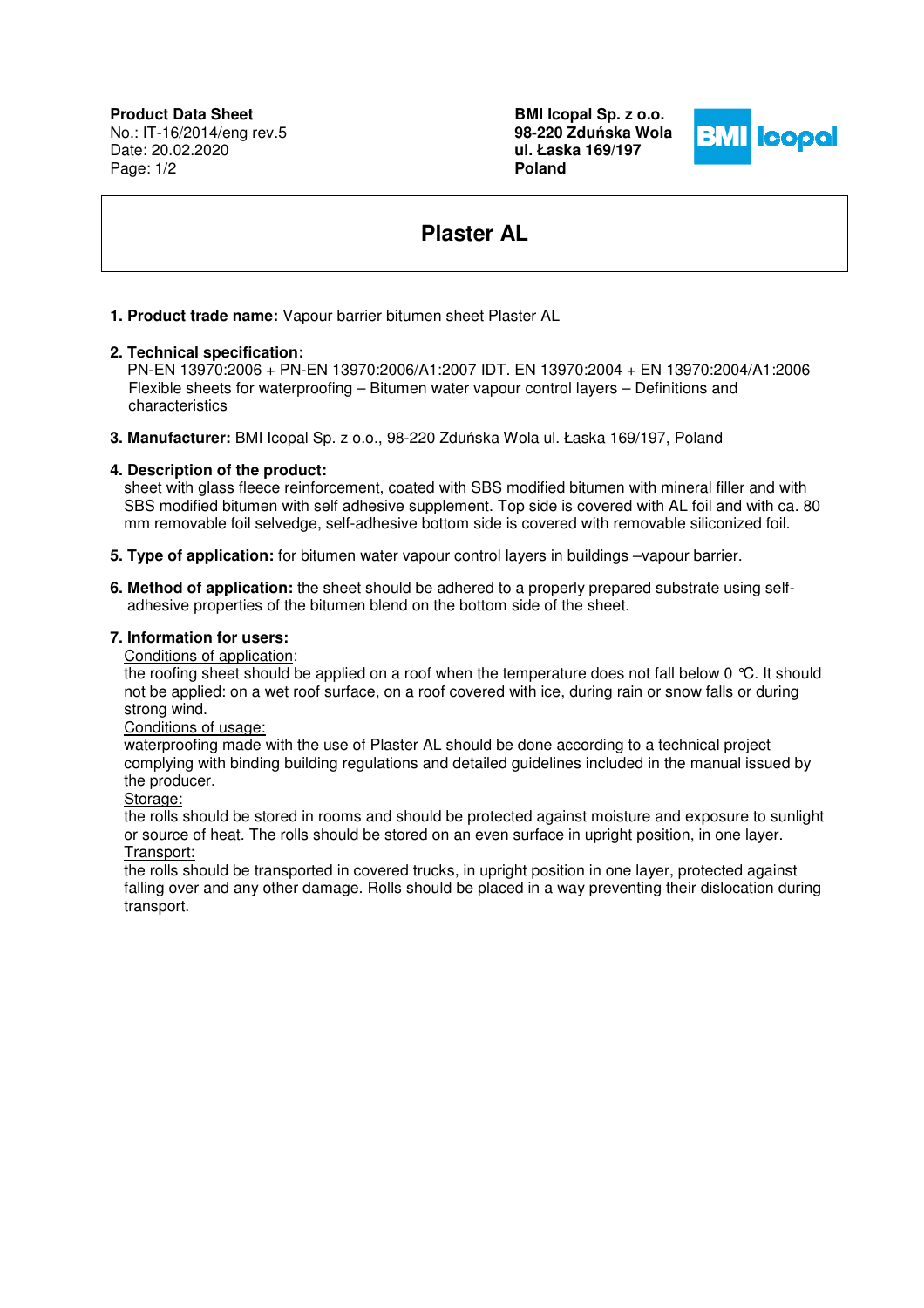**Product Data Sheet**
No.: IT-16/2014/eng rev.5
Date: 20.02.2020

**BMI Icopal Sp. z o.o.**
**98-220 Zduńska Wola**
**ul. Łaska 169/197**
**Poland**

# Plaster AL

1. **Product trade name:** Vapour barrier bitumen sheet Plaster AL

2. **Technical specification:**
PN-EN 13970:2006 + PN-EN 13970:2006/A1:2007 IDT. EN 13970:2004 + EN 13970:2004/A1:2006 Flexible sheets for waterproofing – Bitumen water vapour control layers – Definitions and characteristics

3. **Manufacturer:** BMI Icopal Sp. z o.o., 98-220 Zduńska Wola ul. Łaska 169/197, Poland

4. **Description of the product:**
sheet with glass fleece reinforcement, coated with SBS modified bitumen with mineral filler and with SBS modified bitumen with self adhesive supplement. Top side is covered with AL foil and with ca. 80 mm removable foil selvedge, self-adhesive bottom side is covered with removable siliconized foil.

5. **Type of application:** for bitumen water vapour control layers in buildings –vapour barrier.

6. **Method of application:** the sheet should be adhered to a properly prepared substrate using self-adhesive properties of the bitumen blend on the bottom side of the sheet.

7. **Information for users:**

Conditions of application:
the roofing sheet should be applied on a roof when the temperature does not fall below 0 ℃. It should not be applied: on a wet roof surface, on a roof covered with ice, during rain or snow falls or during strong wind.

Conditions of usage:
waterproofing made with the use of Plaster AL should be done according to a technical project complying with binding building regulations and detailed guidelines included in the manual issued by the producer.

Storage:
the rolls should be stored in rooms and should be protected against moisture and exposure to sunlight or source of heat. The rolls should be stored on an even surface in upright position, in one layer.

Transport:
the rolls should be transported in covered trucks, in upright position in one layer, protected against falling over and any other damage. Rolls should be placed in a way preventing their dislocation during transport.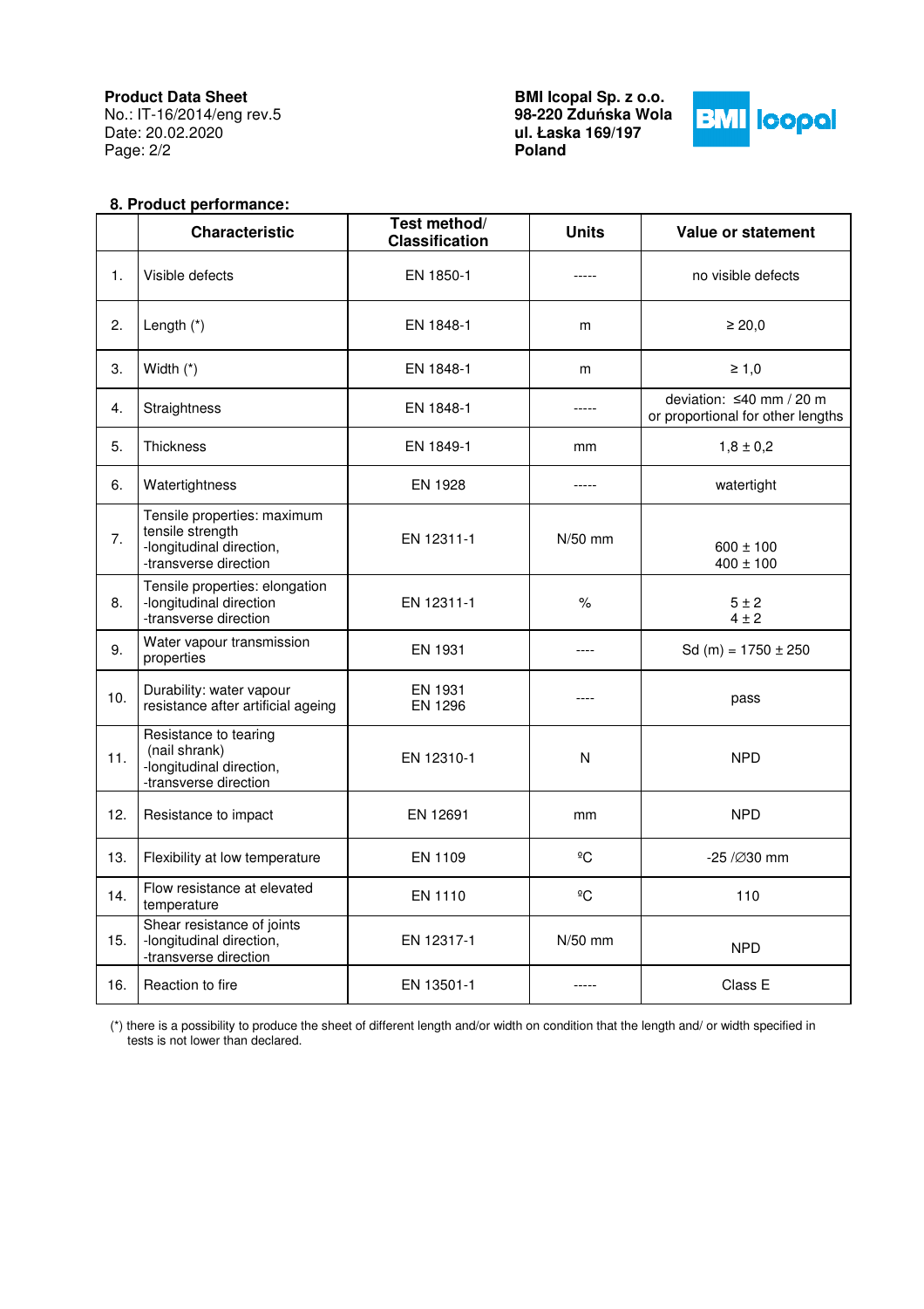**Product Data Sheet**
No.: IT-16/2014/eng rev.5
Date: 20.02.2020

**BMI Icopal Sp. z o.o.**
**98-220 Zduńska Wola**
**ul. Łaska 169/197**
**Poland**

## 8. Product performance:

| | Characteristic | Test method/ Classification | Units | Value or statement |
|---|---|---|---|---|
| 1. | Visible defects | EN 1850-1 | ----- | no visible defects |
| 2. | Length (*) | EN 1848-1 | m | ≥ 20,0 |
| 3. | Width (*) | EN 1848-1 | m | ≥ 1,0 |
| 4. | Straightness | EN 1848-1 | ----- | deviation: ≤40 mm / 20 m or proportional for other lengths |
| 5. | Thickness | EN 1849-1 | mm | 1,8 ± 0,2 |
| 6. | Watertightness | EN 1928 | ----- | watertight |
| 7. | Tensile properties: maximum tensile strength -longitudinal direction, -transverse direction | EN 12311-1 | N/50 mm | 600 ± 100<br>400 ± 100 |
| 8. | Tensile properties: elongation -longitudinal direction -transverse direction | EN 12311-1 | % | 5 ± 2<br>4 ± 2 |
| 9. | Water vapour transmission properties | EN 1931 | ---- | Sd (m) = 1750 ± 250 |
| 10. | Durability: water vapour resistance after artificial ageing | EN 1931<br>EN 1296 | ---- | pass |
| 11. | Resistance to tearing (nail shrank) -longitudinal direction, -transverse direction | EN 12310-1 | N | NPD |
| 12. | Resistance to impact | EN 12691 | mm | NPD |
| 13. | Flexibility at low temperature | EN 1109 | ºC | -25 /∅30 mm |
| 14. | Flow resistance at elevated temperature | EN 1110 | ºC | 110 |
| 15. | Shear resistance of joints -longitudinal direction, -transverse direction | EN 12317-1 | N/50 mm | NPD |
| 16. | Reaction to fire | EN 13501-1 | ----- | Class E |

(*) there is a possibility to produce the sheet of different length and/or width on condition that the length and/ or width specified in tests is not lower than declared.